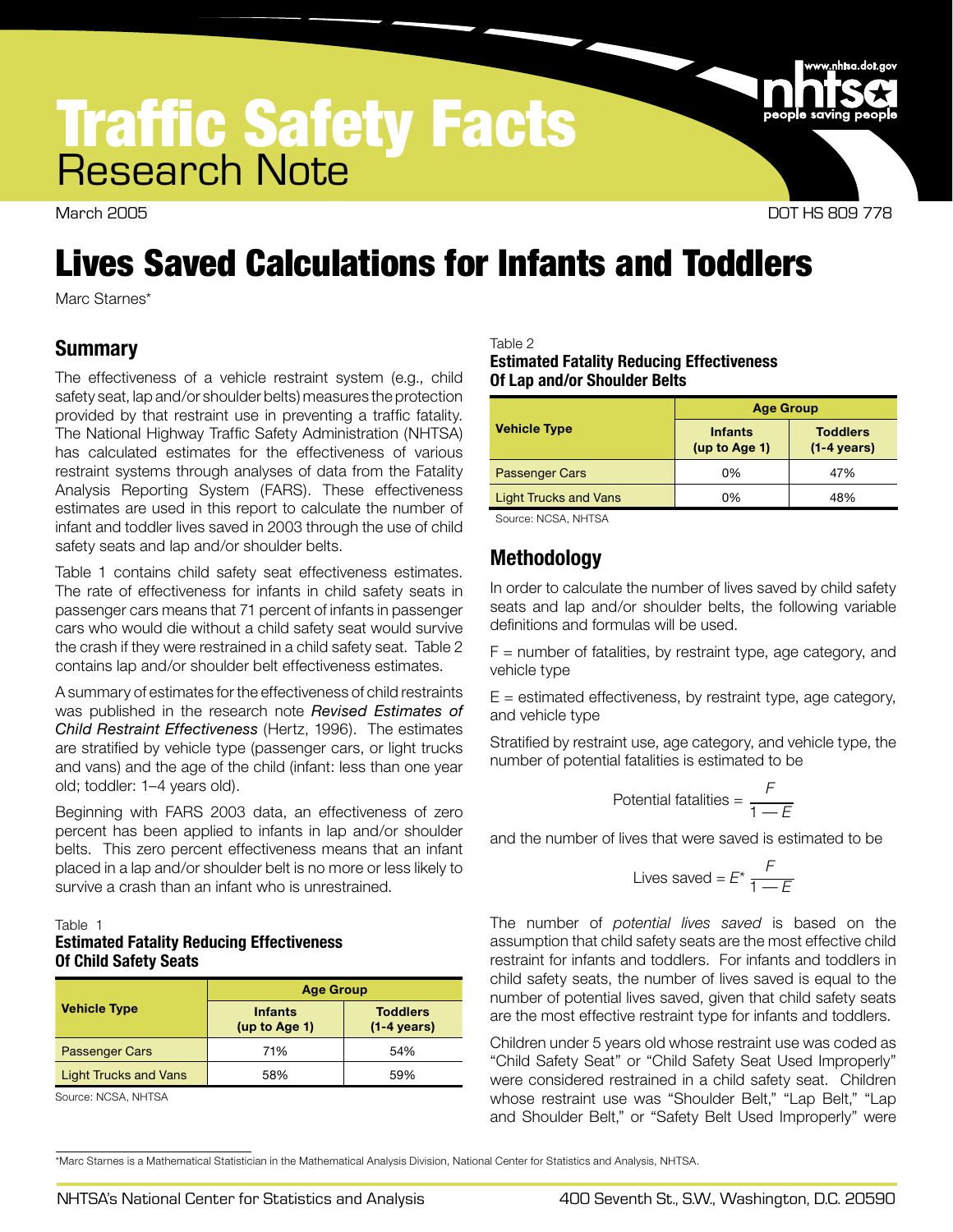# Traffic Safety Facts

## Research Note

March 2005

DOT HS 809 778

# Lives Saved Calculations for Infants and Toddlers

Marc Starnes*

## Summary

The effectiveness of a vehicle restraint system (e.g., child safety seat, lap and/or shoulder belts) measures the protection provided by that restraint use in preventing a traffic fatality. The National Highway Traffic Safety Administration (NHTSA) has calculated estimates for the effectiveness of various restraint systems through analyses of data from the Fatality Analysis Reporting System (FARS). These effectiveness estimates are used in this report to calculate the number of infant and toddler lives saved in 2003 through the use of child safety seats and lap and/or shoulder belts.

Table 1 contains child safety seat effectiveness estimates. The rate of effectiveness for infants in child safety seats in passenger cars means that 71 percent of infants in passenger cars who would die without a child safety seat would survive the crash if they were restrained in a child safety seat. Table 2 contains lap and/or shoulder belt effectiveness estimates.

A summary of estimates for the effectiveness of child restraints was published in the research note *Revised Estimates of Child Restraint Effectiveness* (Hertz, 1996). The estimates are stratified by vehicle type (passenger cars, or light trucks and vans) and the age of the child (infant: less than one year old; toddler: 1–4 years old).

Beginning with FARS 2003 data, an effectiveness of zero percent has been applied to infants in lap and/or shoulder belts. This zero percent effectiveness means that an infant placed in a lap and/or shoulder belt is no more or less likely to survive a crash than an infant who is unrestrained.

Table 1
**Estimated Fatality Reducing Effectiveness Of Child Safety Seats**

| Vehicle Type | Age Group | |
|---|---|---|
| | Infants (up to Age 1) | Toddlers (1-4 years) |
| Passenger Cars | 71% | 54% |
| Light Trucks and Vans | 58% | 59% |

Source: NCSA, NHTSA

Table 2
**Estimated Fatality Reducing Effectiveness Of Lap and/or Shoulder Belts**

| Vehicle Type | Age Group | |
|---|---|---|
| | Infants (up to Age 1) | Toddlers (1-4 years) |
| Passenger Cars | 0% | 47% |
| Light Trucks and Vans | 0% | 48% |

Source: NCSA, NHTSA

## Methodology

In order to calculate the number of lives saved by child safety seats and lap and/or shoulder belts, the following variable definitions and formulas will be used.

F = number of fatalities, by restraint type, age category, and vehicle type

E = estimated effectiveness, by restraint type, age category, and vehicle type

Stratified by restraint use, age category, and vehicle type, the number of potential fatalities is estimated to be

$$\text{Potential fatalities} = \frac{F}{1 - E}$$

and the number of lives that were saved is estimated to be

$$\text{Lives saved} = E^{*} \frac{F}{1 - E}$$

The number of *potential lives saved* is based on the assumption that child safety seats are the most effective child restraint for infants and toddlers. For infants and toddlers in child safety seats, the number of lives saved is equal to the number of potential lives saved, given that child safety seats are the most effective restraint type for infants and toddlers.

Children under 5 years old whose restraint use was coded as "Child Safety Seat" or "Child Safety Seat Used Improperly" were considered restrained in a child safety seat. Children whose restraint use was "Shoulder Belt," "Lap Belt," "Lap and Shoulder Belt," or "Safety Belt Used Improperly" were

*Marc Starnes is a Mathematical Statistician in the Mathematical Analysis Division, National Center for Statistics and Analysis, NHTSA.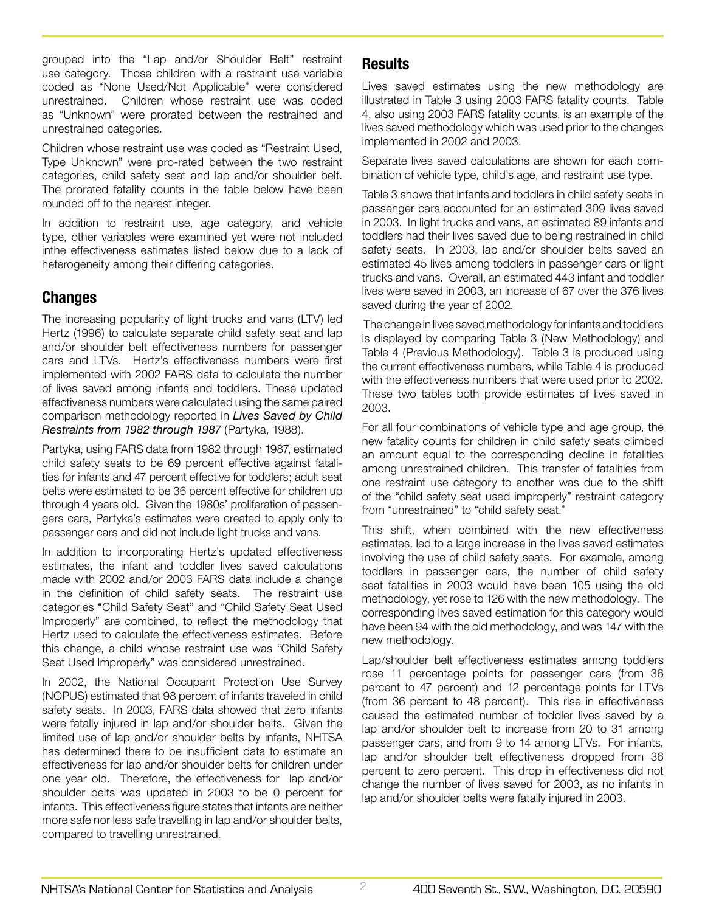grouped into the "Lap and/or Shoulder Belt" restraint use category. Those children with a restraint use variable coded as "None Used/Not Applicable" were considered unrestrained. Children whose restraint use was coded as "Unknown" were prorated between the restrained and unrestrained categories.

Children whose restraint use was coded as "Restraint Used, Type Unknown" were pro-rated between the two restraint categories, child safety seat and lap and/or shoulder belt. The prorated fatality counts in the table below have been rounded off to the nearest integer.

In addition to restraint use, age category, and vehicle type, other variables were examined yet were not included inthe effectiveness estimates listed below due to a lack of heterogeneity among their differing categories.

## Changes

The increasing popularity of light trucks and vans (LTV) led Hertz (1996) to calculate separate child safety seat and lap and/or shoulder belt effectiveness numbers for passenger cars and LTVs. Hertz's effectiveness numbers were first implemented with 2002 FARS data to calculate the number of lives saved among infants and toddlers. These updated effectiveness numbers were calculated using the same paired comparison methodology reported in ***Lives Saved by Child Restraints from 1982 through 1987*** (Partyka, 1988).

Partyka, using FARS data from 1982 through 1987, estimated child safety seats to be 69 percent effective against fatalities for infants and 47 percent effective for toddlers; adult seat belts were estimated to be 36 percent effective for children up through 4 years old. Given the 1980s' proliferation of passengers cars, Partyka's estimates were created to apply only to passenger cars and did not include light trucks and vans.

In addition to incorporating Hertz's updated effectiveness estimates, the infant and toddler lives saved calculations made with 2002 and/or 2003 FARS data include a change in the definition of child safety seats. The restraint use categories "Child Safety Seat" and "Child Safety Seat Used Improperly" are combined, to reflect the methodology that Hertz used to calculate the effectiveness estimates. Before this change, a child whose restraint use was "Child Safety Seat Used Improperly" was considered unrestrained.

In 2002, the National Occupant Protection Use Survey (NOPUS) estimated that 98 percent of infants traveled in child safety seats. In 2003, FARS data showed that zero infants were fatally injured in lap and/or shoulder belts. Given the limited use of lap and/or shoulder belts by infants, NHTSA has determined there to be insufficient data to estimate an effectiveness for lap and/or shoulder belts for children under one year old. Therefore, the effectiveness for lap and/or shoulder belts was updated in 2003 to be 0 percent for infants. This effectiveness figure states that infants are neither more safe nor less safe travelling in lap and/or shoulder belts, compared to travelling unrestrained.

## Results

Lives saved estimates using the new methodology are illustrated in Table 3 using 2003 FARS fatality counts. Table 4, also using 2003 FARS fatality counts, is an example of the lives saved methodology which was used prior to the changes implemented in 2002 and 2003.

Separate lives saved calculations are shown for each combination of vehicle type, child's age, and restraint use type.

Table 3 shows that infants and toddlers in child safety seats in passenger cars accounted for an estimated 309 lives saved in 2003. In light trucks and vans, an estimated 89 infants and toddlers had their lives saved due to being restrained in child safety seats. In 2003, lap and/or shoulder belts saved an estimated 45 lives among toddlers in passenger cars or light trucks and vans. Overall, an estimated 443 infant and toddler lives were saved in 2003, an increase of 67 over the 376 lives saved during the year of 2002.

The change in lives saved methodology for infants and toddlers is displayed by comparing Table 3 (New Methodology) and Table 4 (Previous Methodology). Table 3 is produced using the current effectiveness numbers, while Table 4 is produced with the effectiveness numbers that were used prior to 2002. These two tables both provide estimates of lives saved in 2003.

For all four combinations of vehicle type and age group, the new fatality counts for children in child safety seats climbed an amount equal to the corresponding decline in fatalities among unrestrained children. This transfer of fatalities from one restraint use category to another was due to the shift of the "child safety seat used improperly" restraint category from "unrestrained" to "child safety seat."

This shift, when combined with the new effectiveness estimates, led to a large increase in the lives saved estimates involving the use of child safety seats. For example, among toddlers in passenger cars, the number of child safety seat fatalities in 2003 would have been 105 using the old methodology, yet rose to 126 with the new methodology. The corresponding lives saved estimation for this category would have been 94 with the old methodology, and was 147 with the new methodology.

Lap/shoulder belt effectiveness estimates among toddlers rose 11 percentage points for passenger cars (from 36 percent to 47 percent) and 12 percentage points for LTVs (from 36 percent to 48 percent). This rise in effectiveness caused the estimated number of toddler lives saved by a lap and/or shoulder belt to increase from 20 to 31 among passenger cars, and from 9 to 14 among LTVs. For infants, lap and/or shoulder belt effectiveness dropped from 36 percent to zero percent. This drop in effectiveness did not change the number of lives saved for 2003, as no infants in lap and/or shoulder belts were fatally injured in 2003.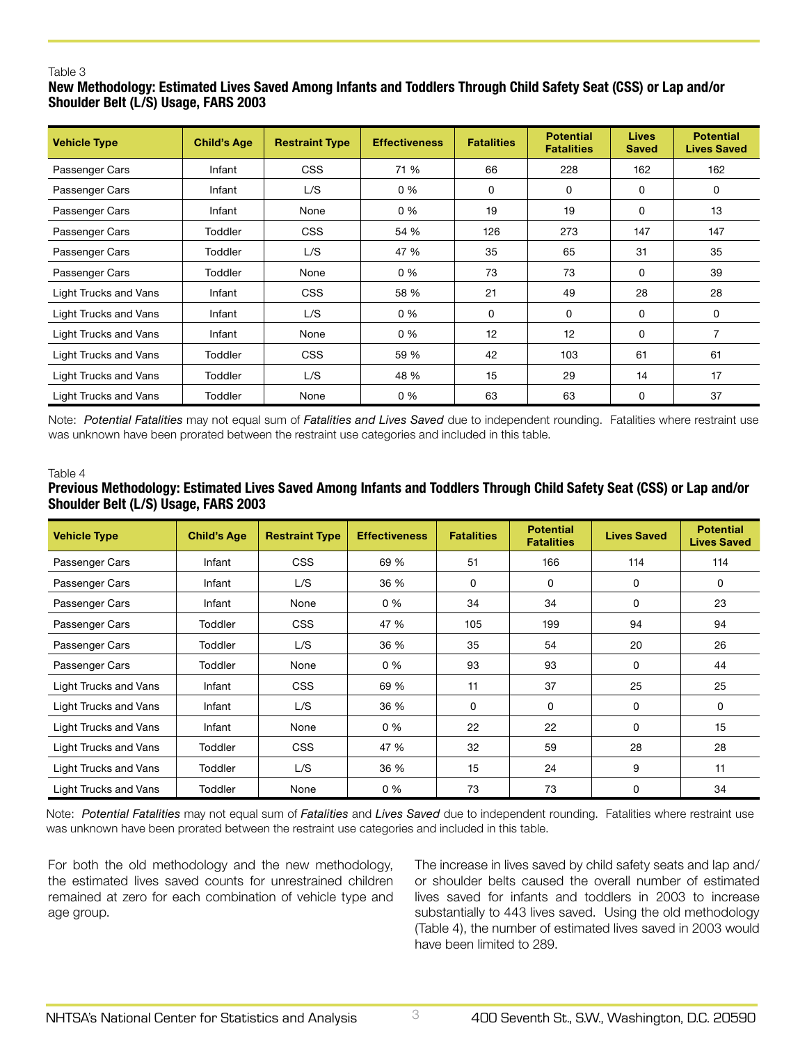Table 3

**New Methodology: Estimated Lives Saved Among Infants and Toddlers Through Child Safety Seat (CSS) or Lap and/or Shoulder Belt (L/S) Usage, FARS 2003**

| Vehicle Type | Child's Age | Restraint Type | Effectiveness | Fatalities | Potential Fatalities | Lives Saved | Potential Lives Saved |
|---|---|---|---|---|---|---|---|
| Passenger Cars | Infant | CSS | 71 % | 66 | 228 | 162 | 162 |
| Passenger Cars | Infant | L/S | 0 % | 0 | 0 | 0 | 0 |
| Passenger Cars | Infant | None | 0 % | 19 | 19 | 0 | 13 |
| Passenger Cars | Toddler | CSS | 54 % | 126 | 273 | 147 | 147 |
| Passenger Cars | Toddler | L/S | 47 % | 35 | 65 | 31 | 35 |
| Passenger Cars | Toddler | None | 0 % | 73 | 73 | 0 | 39 |
| Light Trucks and Vans | Infant | CSS | 58 % | 21 | 49 | 28 | 28 |
| Light Trucks and Vans | Infant | L/S | 0 % | 0 | 0 | 0 | 0 |
| Light Trucks and Vans | Infant | None | 0 % | 12 | 12 | 0 | 7 |
| Light Trucks and Vans | Toddler | CSS | 59 % | 42 | 103 | 61 | 61 |
| Light Trucks and Vans | Toddler | L/S | 48 % | 15 | 29 | 14 | 17 |
| Light Trucks and Vans | Toddler | None | 0 % | 63 | 63 | 0 | 37 |

Note: *Potential Fatalities* may not equal sum of *Fatalities and Lives Saved* due to independent rounding. Fatalities where restraint use was unknown have been prorated between the restraint use categories and included in this table.

Table 4

**Previous Methodology: Estimated Lives Saved Among Infants and Toddlers Through Child Safety Seat (CSS) or Lap and/or Shoulder Belt (L/S) Usage, FARS 2003**

| Vehicle Type | Child's Age | Restraint Type | Effectiveness | Fatalities | Potential Fatalities | Lives Saved | Potential Lives Saved |
|---|---|---|---|---|---|---|---|
| Passenger Cars | Infant | CSS | 69 % | 51 | 166 | 114 | 114 |
| Passenger Cars | Infant | L/S | 36 % | 0 | 0 | 0 | 0 |
| Passenger Cars | Infant | None | 0 % | 34 | 34 | 0 | 23 |
| Passenger Cars | Toddler | CSS | 47 % | 105 | 199 | 94 | 94 |
| Passenger Cars | Toddler | L/S | 36 % | 35 | 54 | 20 | 26 |
| Passenger Cars | Toddler | None | 0 % | 93 | 93 | 0 | 44 |
| Light Trucks and Vans | Infant | CSS | 69 % | 11 | 37 | 25 | 25 |
| Light Trucks and Vans | Infant | L/S | 36 % | 0 | 0 | 0 | 0 |
| Light Trucks and Vans | Infant | None | 0 % | 22 | 22 | 0 | 15 |
| Light Trucks and Vans | Toddler | CSS | 47 % | 32 | 59 | 28 | 28 |
| Light Trucks and Vans | Toddler | L/S | 36 % | 15 | 24 | 9 | 11 |
| Light Trucks and Vans | Toddler | None | 0 % | 73 | 73 | 0 | 34 |

Note: *Potential Fatalities* may not equal sum of *Fatalities* and *Lives Saved* due to independent rounding. Fatalities where restraint use was unknown have been prorated between the restraint use categories and included in this table.

For both the old methodology and the new methodology, the estimated lives saved counts for unrestrained children remained at zero for each combination of vehicle type and age group.

The increase in lives saved by child safety seats and lap and/or shoulder belts caused the overall number of estimated lives saved for infants and toddlers in 2003 to increase substantially to 443 lives saved. Using the old methodology (Table 4), the number of estimated lives saved in 2003 would have been limited to 289.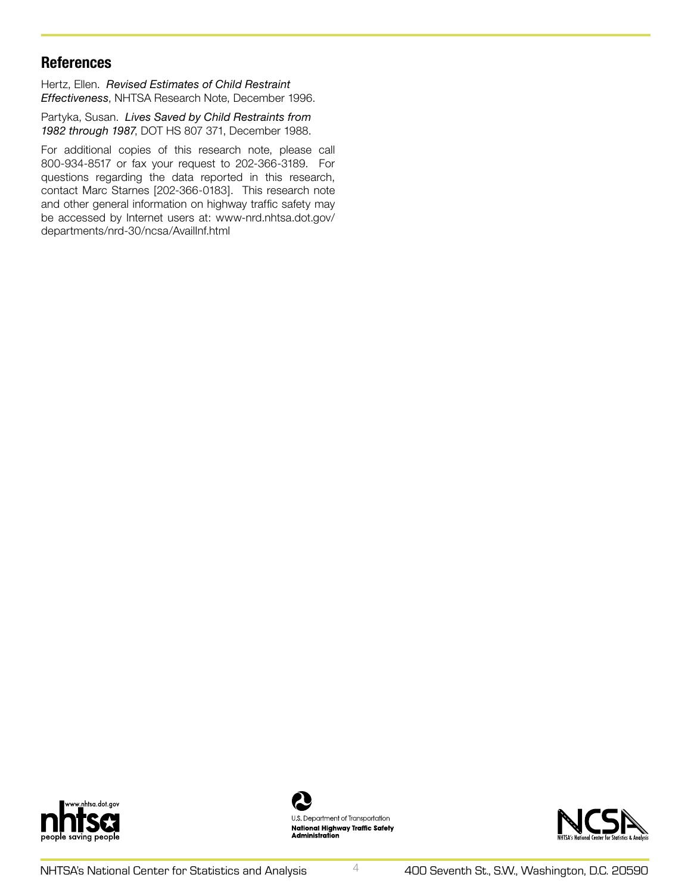## References

Hertz, Ellen. *Revised Estimates of Child Restraint Effectiveness*, NHTSA Research Note, December 1996.

Partyka, Susan. *Lives Saved by Child Restraints from 1982 through 1987*, DOT HS 807 371, December 1988.

For additional copies of this research note, please call 800-934-8517 or fax your request to 202-366-3189. For questions regarding the data reported in this research, contact Marc Starnes [202-366-0183]. This research note and other general information on highway traffic safety may be accessed by Internet users at: www-nrd.nhtsa.dot.gov/departments/nrd-30/ncsa/AvailInf.html